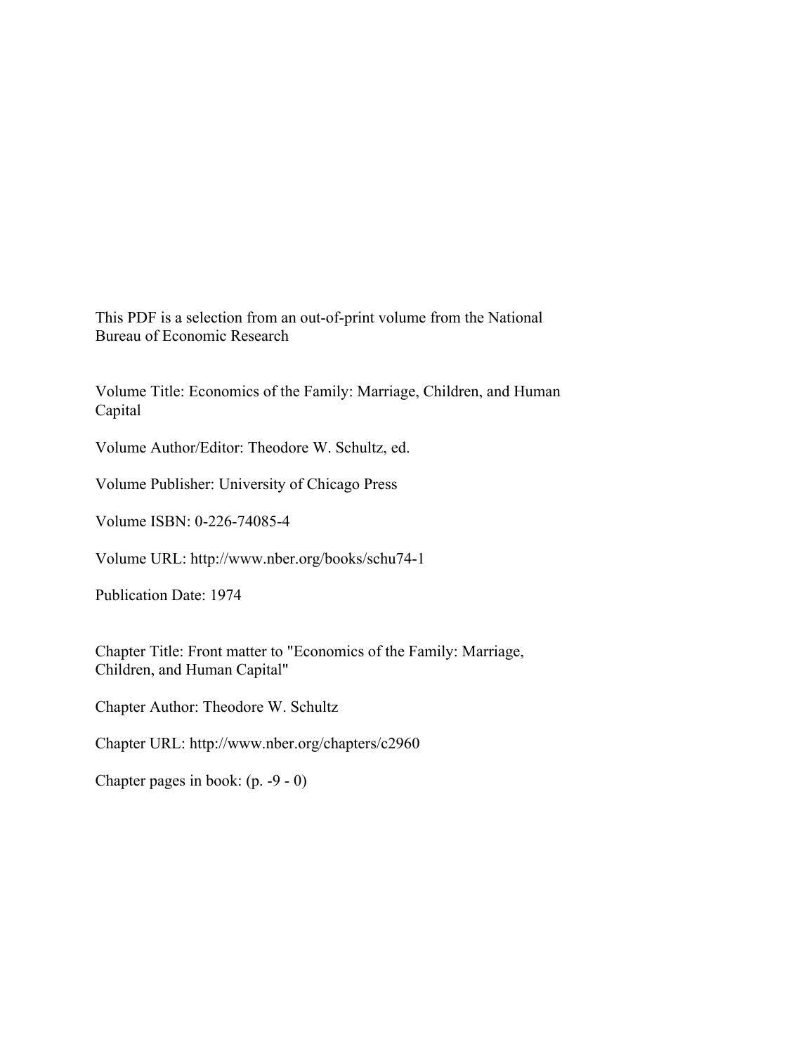This PDF is a selection from an out-of-print volume from the National Bureau of Economic Research

Volume Title: Economics of the Family: Marriage, Children, and Human Capital

Volume Author/Editor: Theodore W. Schultz, ed.

Volume Publisher: University of Chicago Press

Volume ISBN: 0-226-74085-4

Volume URL: http://www.nber.org/books/schu74-1

Publication Date: 1974

Chapter Title: Front matter to "Economics of the Family: Marriage, Children, and Human Capital"

Chapter Author: Theodore W. Schultz

Chapter URL: http://www.nber.org/chapters/c2960

Chapter pages in book: (p. -9 - 0)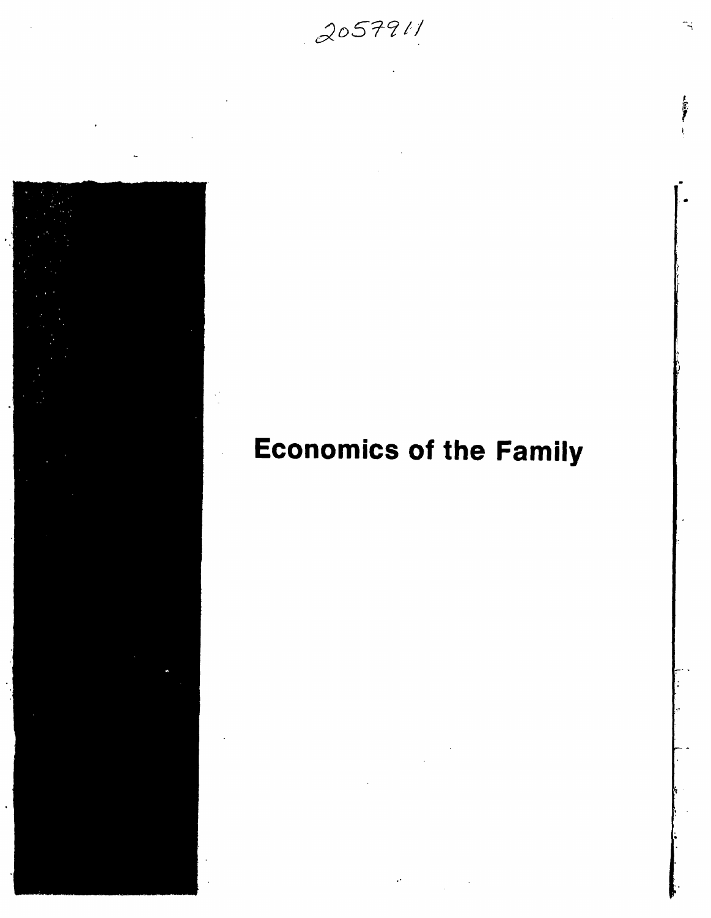2057911

# Economics of the Family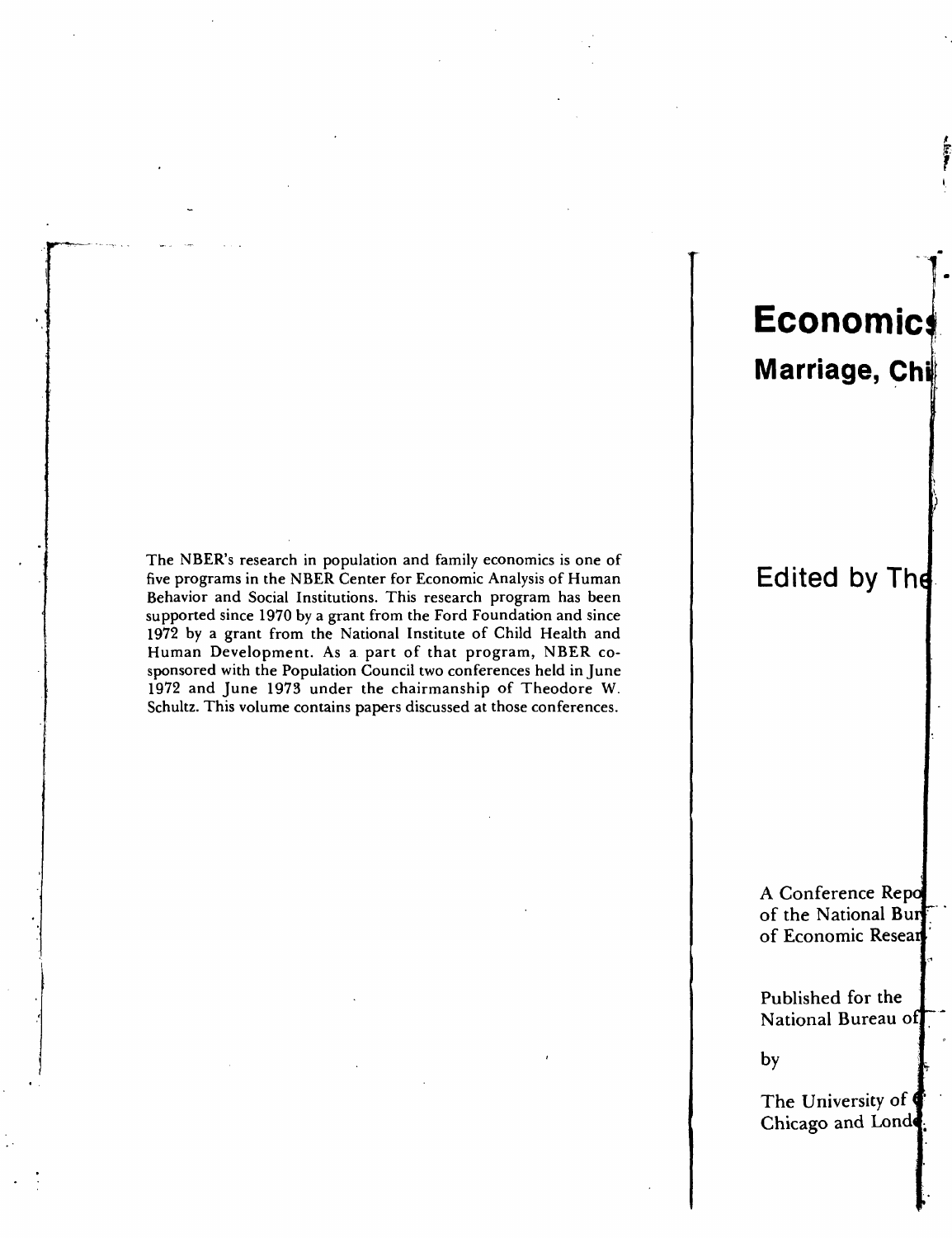The NBER's research in population and family economics is one of five programs in the NBER Center for Economic Analysis of Human Behavior and Social Institutions. This research program has been supported since 1970 by a grant from the Ford Foundation and since 1972 by a grant from the National Institute of Child Health and Human Development. As a part of that program, NBER co-sponsored with the Population Council two conferences held in June 1972 and June 1973 under the chairmanship of Theodore W. Schultz. This volume contains papers discussed at those conferences.

# Economics

## Marriage, Chi

## Edited by The

A Conference Repo
of the National Bur
of Economic Resear

Published for the
National Bureau of

by

The University of
Chicago and Lond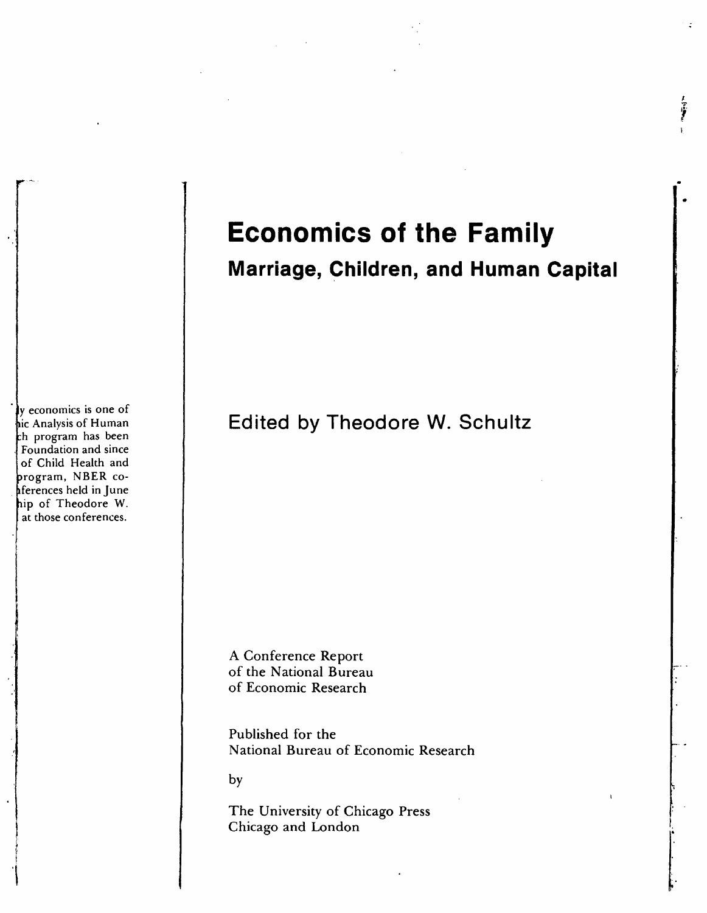# Economics of the Family

## Marriage, Children, and Human Capital

y economics is one of
ic Analysis of Human
h program has been
Foundation and since
of Child Health and
rogram, NBER co-
ferences held in June
ip of Theodore W.
at those conferences.

Edited by Theodore W. Schultz

A Conference Report
of the National Bureau
of Economic Research

Published for the
National Bureau of Economic Research

by

The University of Chicago Press
Chicago and London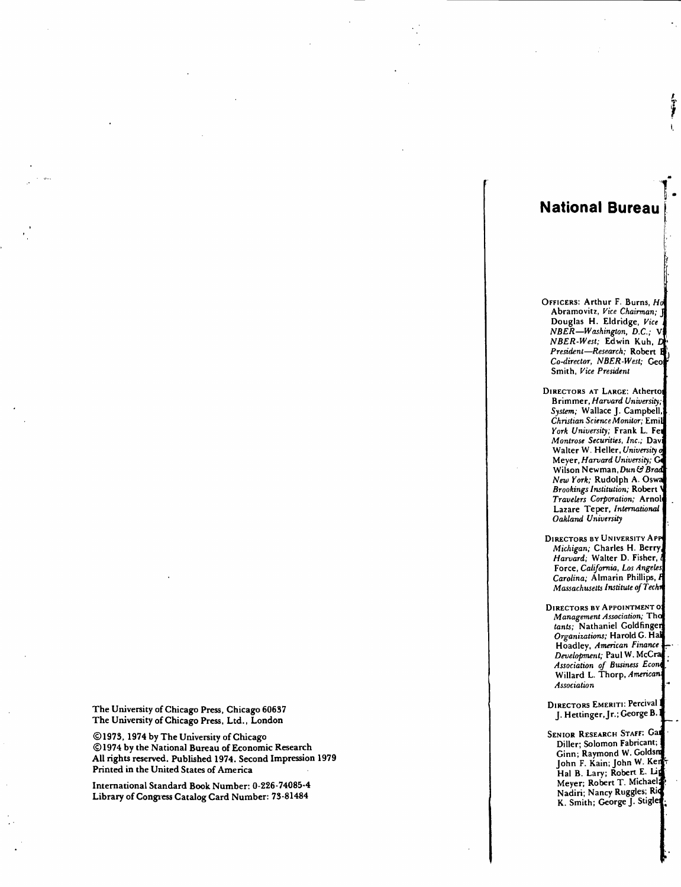The University of Chicago Press, Chicago 60637
The University of Chicago Press, Ltd., London

©1973, 1974 by The University of Chicago
©1974 by the National Bureau of Economic Research
All rights reserved. Published 1974. Second Impression 1979
Printed in the United States of America

International Standard Book Number: 0-226-74085-4
Library of Congress Catalog Card Number: 73-81484

# National Bureau

OFFICERS: Arthur F. Burns, *Ho*
Abramovitz, *Vice Chairman;* J
Douglas H. Eldridge, *Vice*
*NBER—Washington, D.C.;* V
*NBER-West;* Edwin Kuh, *D*
*President—Research;* Robert E
*Co-director, NBER-West;* Geo
Smith, *Vice President*

DIRECTORS AT LARGE: Atherto
Brimmer, *Harvard University;*
*System;* Wallace J. Campbell,
*Christian Science Monitor;* Emil
*York University;* Frank L. Fe
*Montrose Securities, Inc.;* Davi
Walter W. Heller, *University o*
Meyer, *Harvard University;* G
Wilson Newman, *Dun & Brad*
*New York;* Rudolph A. Oswa
*Brookings Institution;* Robert V
*Travelers Corporation;* Arnol
Lazare Teper, *International*
*Oakland University*

DIRECTORS BY UNIVERSITY APP
*Michigan;* Charles H. Berry,
*Harvard;* Walter D. Fisher,
Force, *California, Los Angeles*
*Carolina;* Almarin Phillips, P
*Massachusetts Institute of Tech*

DIRECTORS BY APPOINTMENT O
*Management Association;* Tho
*tants;* Nathaniel Goldfinger
*Organizations;* Harold G. Hal
Hoadley, *American Finance*
*Development;* Paul W. McCra
*Association of Business Econ*
Willard L. Thorp, *American*
*Association*

DIRECTORS EMERITI: Percival
J. Hettinger, Jr.; George B.

SENIOR RESEARCH STAFF: Ga
Diller; Solomon Fabricant;
Ginn; Raymond W. Goldsm
John F. Kain; John W. Ke
Hal B. Lary; Robert E. Li
Meyer; Robert T. Michael;
Nadiri; Nancy Ruggles; Ri
K. Smith; George J. Stigle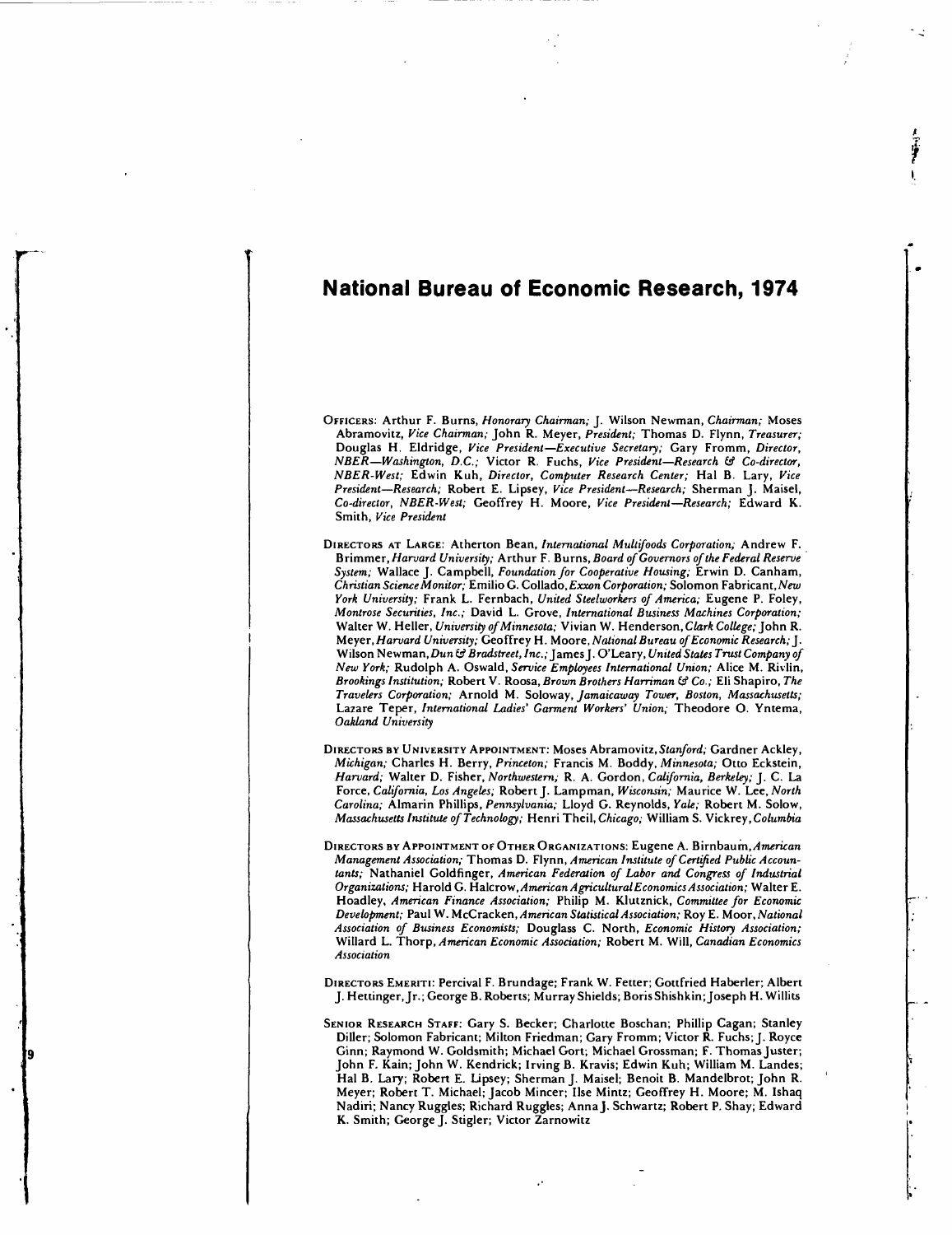# National Bureau of Economic Research, 1974

OFFICERS: Arthur F. Burns, *Honorary Chairman;* J. Wilson Newman, *Chairman;* Moses Abramovitz, *Vice Chairman;* John R. Meyer, *President;* Thomas D. Flynn, *Treasurer;* Douglas H. Eldridge, *Vice President—Executive Secretary;* Gary Fromm, *Director, NBER—Washington, D.C.;* Victor R. Fuchs, *Vice President—Research & Co-director, NBER-West;* Edwin Kuh, *Director, Computer Research Center;* Hal B. Lary, *Vice President—Research;* Robert E. Lipsey, *Vice President—Research;* Sherman J. Maisel, *Co-director, NBER-West;* Geoffrey H. Moore, *Vice President—Research;* Edward K. Smith, *Vice President*

DIRECTORS AT LARGE: Atherton Bean, *International Multifoods Corporation;* Andrew F. Brimmer, *Harvard University;* Arthur F. Burns, *Board of Governors of the Federal Reserve System;* Wallace J. Campbell, *Foundation for Cooperative Housing;* Erwin D. Canham, *Christian Science Monitor;* Emilio G. Collado, *Exxon Corporation;* Solomon Fabricant, *New York University;* Frank L. Fernbach, *United Steelworkers of America;* Eugene P. Foley, *Montrose Securities, Inc.;* David L. Grove, *International Business Machines Corporation;* Walter W. Heller, *University of Minnesota;* Vivian W. Henderson, *Clark College;* John R. Meyer, *Harvard University;* Geoffrey H. Moore, *National Bureau of Economic Research;* J. Wilson Newman, *Dun & Bradstreet, Inc.;* James J. O'Leary, *United States Trust Company of New York;* Rudolph A. Oswald, *Service Employees International Union;* Alice M. Rivlin, *Brookings Institution;* Robert V. Roosa, *Brown Brothers Harriman & Co.;* Eli Shapiro, *The Travelers Corporation;* Arnold M. Soloway, *Jamaicaway Tower, Boston, Massachusetts;* Lazare Teper, *International Ladies' Garment Workers' Union;* Theodore O. Yntema, *Oakland University*

DIRECTORS BY UNIVERSITY APPOINTMENT: Moses Abramovitz, *Stanford;* Gardner Ackley, *Michigan;* Charles H. Berry, *Princeton;* Francis M. Boddy, *Minnesota;* Otto Eckstein, *Harvard;* Walter D. Fisher, *Northwestern;* R. A. Gordon, *California, Berkeley;* J. C. La Force, *California, Los Angeles;* Robert J. Lampman, *Wisconsin;* Maurice W. Lee, *North Carolina;* Almarin Phillips, *Pennsylvania;* Lloyd G. Reynolds, *Yale;* Robert M. Solow, *Massachusetts Institute of Technology;* Henri Theil, *Chicago;* William S. Vickrey, *Columbia*

DIRECTORS BY APPOINTMENT OF OTHER ORGANIZATIONS: Eugene A. Birnbaum, *American Management Association;* Thomas D. Flynn, *American Institute of Certified Public Accountants;* Nathaniel Goldfinger, *American Federation of Labor and Congress of Industrial Organizations;* Harold G. Halcrow, *American Agricultural Economics Association;* Walter E. Hoadley, *American Finance Association;* Philip M. Klutznick, *Committee for Economic Development;* Paul W. McCracken, *American Statistical Association;* Roy E. Moor, *National Association of Business Economists;* Douglass C. North, *Economic History Association;* Willard L. Thorp, *American Economic Association;* Robert M. Will, *Canadian Economics Association*

DIRECTORS EMERITI: Percival F. Brundage; Frank W. Fetter; Gottfried Haberler; Albert J. Hettinger, Jr.; George B. Roberts; Murray Shields; Boris Shishkin; Joseph H. Willits

SENIOR RESEARCH STAFF: Gary S. Becker; Charlotte Boschan; Phillip Cagan; Stanley Diller; Solomon Fabricant; Milton Friedman; Gary Fromm; Victor R. Fuchs; J. Royce Ginn; Raymond W. Goldsmith; Michael Gort; Michael Grossman; F. Thomas Juster; John F. Kain; John W. Kendrick; Irving B. Kravis; Edwin Kuh; William M. Landes; Hal B. Lary; Robert E. Lipsey; Sherman J. Maisel; Benoit B. Mandelbrot; John R. Meyer; Robert T. Michael; Jacob Mincer; Ilse Mintz; Geoffrey H. Moore; M. Ishaq Nadiri; Nancy Ruggles; Richard Ruggles; Anna J. Schwartz; Robert P. Shay; Edward K. Smith; George J. Stigler; Victor Zarnowitz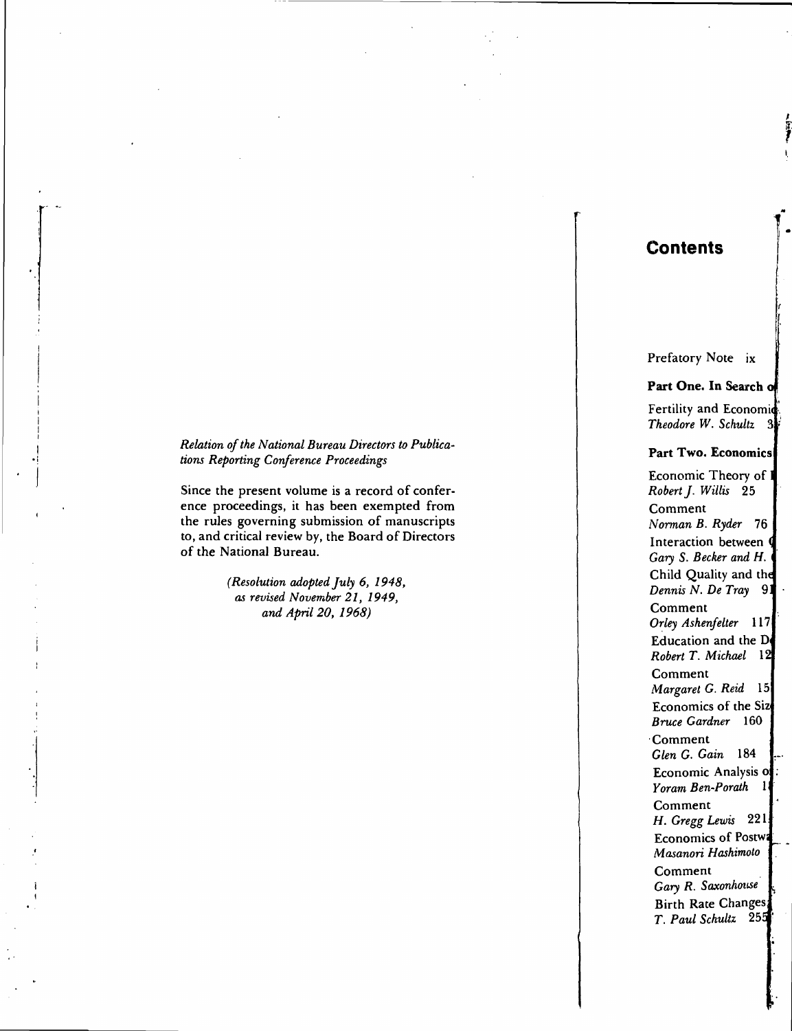*Relation of the National Bureau Directors to Publications Reporting Conference Proceedings*

Since the present volume is a record of conference proceedings, it has been exempted from the rules governing submission of manuscripts to, and critical review by, the Board of Directors of the National Bureau.

*(Resolution adopted July 6, 1948, as revised November 21, 1949, and April 20, 1968)*

# Contents

Prefatory Note ix

**Part One. In Search o**

Fertility and Economic
*Theodore W. Schultz* 3

**Part Two. Economics**

Economic Theory of
*Robert J. Willis* 25

Comment
*Norman B. Ryder* 76

Interaction between
*Gary S. Becker and H.*

Child Quality and the
*Dennis N. De Tray* 91

Comment
*Orley Ashenfelter* 117

Education and the D
*Robert T. Michael* 12

Comment
*Margaret G. Reid* 15

Economics of the Siz
*Bruce Gardner* 160

Comment
*Glen G. Gain* 184

Economic Analysis o
*Yoram Ben-Porath* 1

Comment
*H. Gregg Lewis* 221

Economics of Postw
*Masanori Hashimoto*

Comment
*Gary R. Saxonhouse*

Birth Rate Changes
*T. Paul Schultz* 255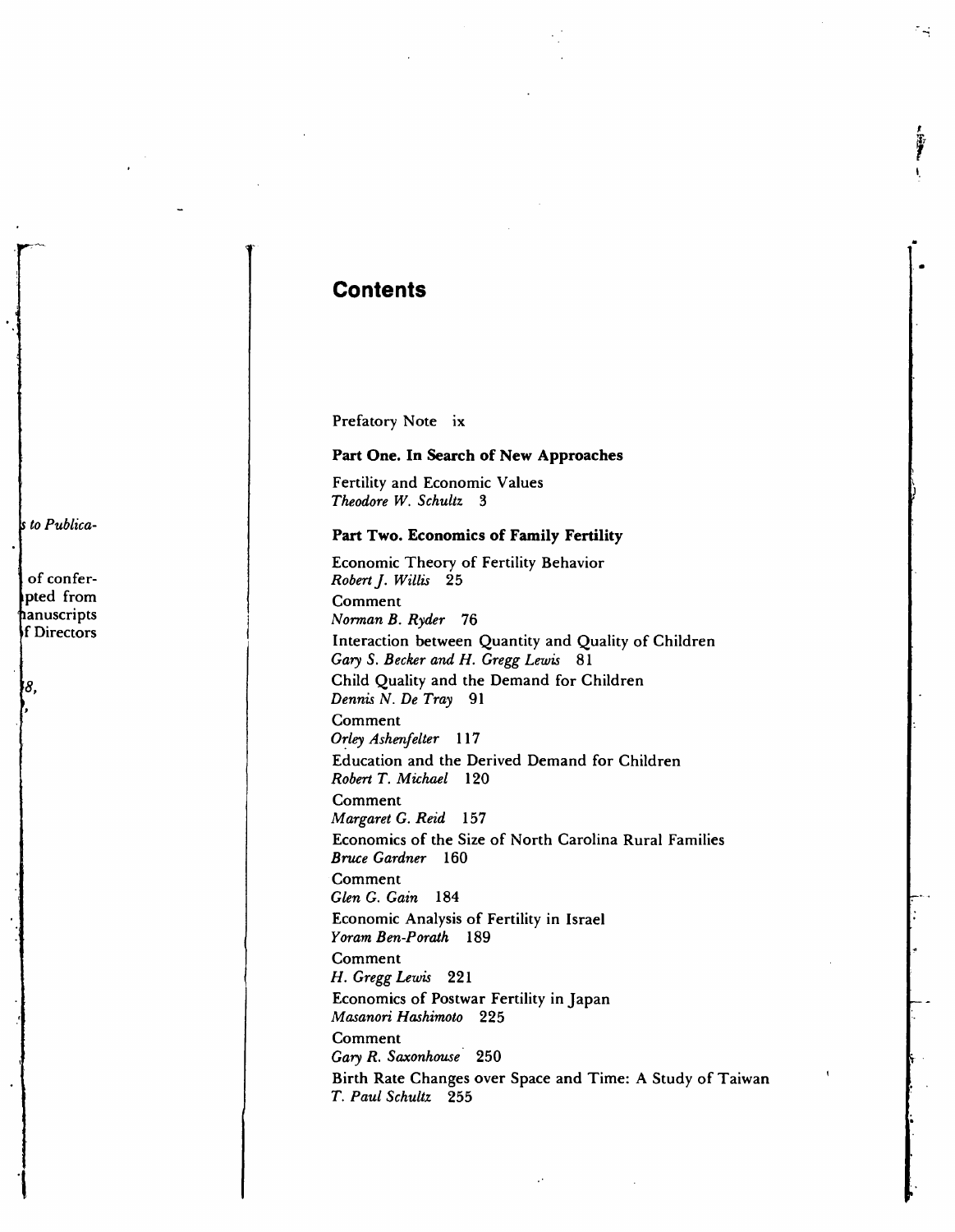# Contents

Prefatory Note ix

**Part One. In Search of New Approaches**

Fertility and Economic Values
*Theodore W. Schultz* 3

**Part Two. Economics of Family Fertility**

Economic Theory of Fertility Behavior
*Robert J. Willis* 25

Comment
*Norman B. Ryder* 76

Interaction between Quantity and Quality of Children
*Gary S. Becker and H. Gregg Lewis* 81

Child Quality and the Demand for Children
*Dennis N. De Tray* 91

Comment
*Orley Ashenfelter* 117

Education and the Derived Demand for Children
*Robert T. Michael* 120

Comment
*Margaret G. Reid* 157

Economics of the Size of North Carolina Rural Families
*Bruce Gardner* 160

Comment
*Glen G. Gain* 184

Economic Analysis of Fertility in Israel
*Yoram Ben-Porath* 189

Comment
*H. Gregg Lewis* 221

Economics of Postwar Fertility in Japan
*Masanori Hashimoto* 225

Comment
*Gary R. Saxonhouse* 250

Birth Rate Changes over Space and Time: A Study of Taiwan
*T. Paul Schultz* 255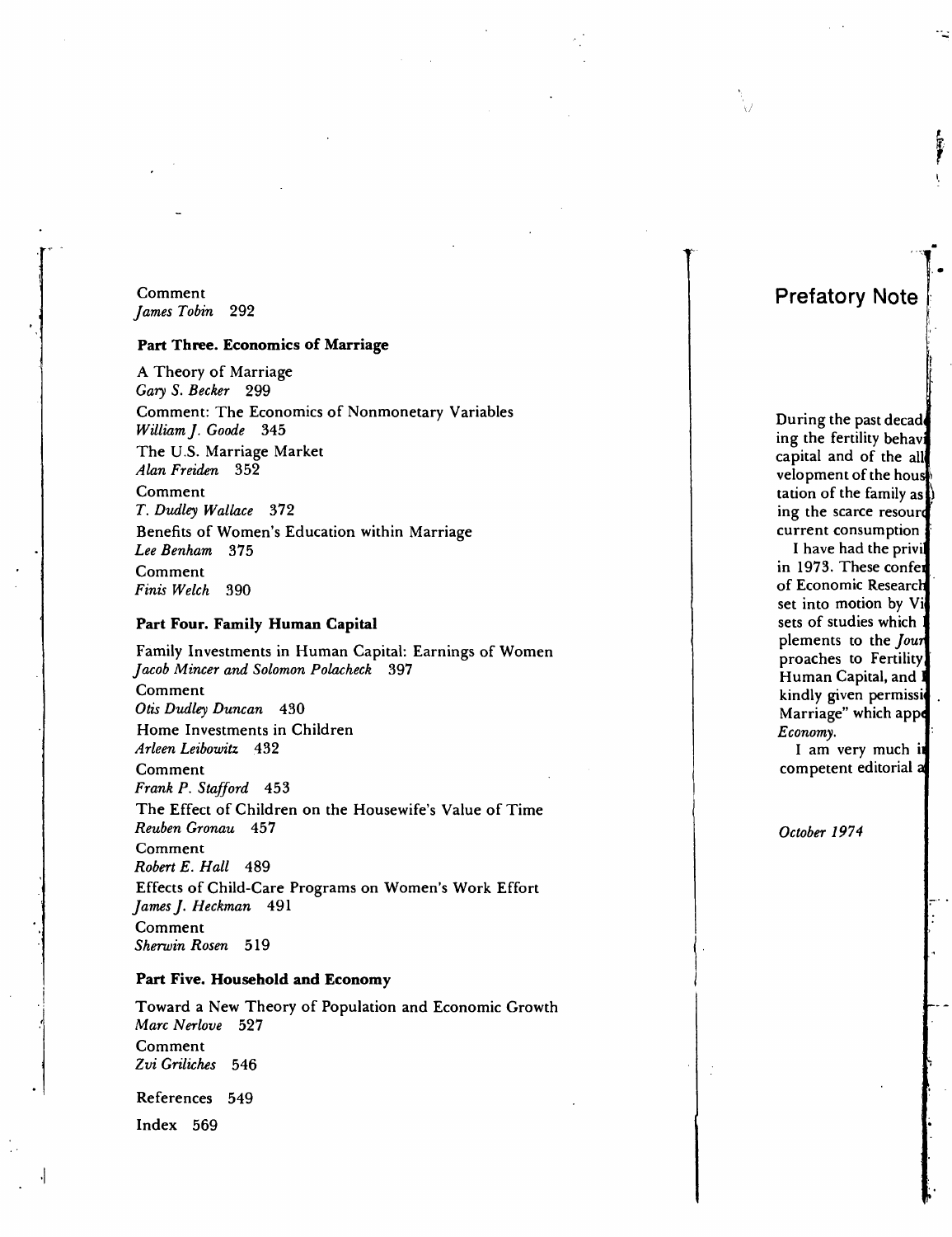Comment
*James Tobin* 292

**Part Three. Economics of Marriage**

A Theory of Marriage
*Gary S. Becker* 299

Comment: The Economics of Nonmonetary Variables
*William J. Goode* 345

The U.S. Marriage Market
*Alan Freiden* 352

Comment
*T. Dudley Wallace* 372

Benefits of Women's Education within Marriage
*Lee Benham* 375

Comment
*Finis Welch* 390

**Part Four. Family Human Capital**

Family Investments in Human Capital: Earnings of Women
*Jacob Mincer and Solomon Polacheck* 397

Comment
*Otis Dudley Duncan* 430

Home Investments in Children
*Arleen Leibowitz* 432

Comment
*Frank P. Stafford* 453

The Effect of Children on the Housewife's Value of Time
*Reuben Gronau* 457

Comment
*Robert E. Hall* 489

Effects of Child-Care Programs on Women's Work Effort
*James J. Heckman* 491

Comment
*Sherwin Rosen* 519

**Part Five. Household and Economy**

Toward a New Theory of Population and Economic Growth
*Marc Nerlove* 527

Comment
*Zvi Griliches* 546

References 549

Index 569

## Prefatory Note

During the past decad
ing the fertility behavi
capital and of the all
velopment of the hous
tation of the family as
ing the scarce resourc
current consumption

I have had the privi
in 1973. These confer
of Economic Research
set into motion by Vi
sets of studies which
plements to the *Jour*
proaches to Fertility
Human Capital, and
kindly given permissi
Marriage" which appe
*Economy.*

I am very much i
competent editorial a

*October 1974*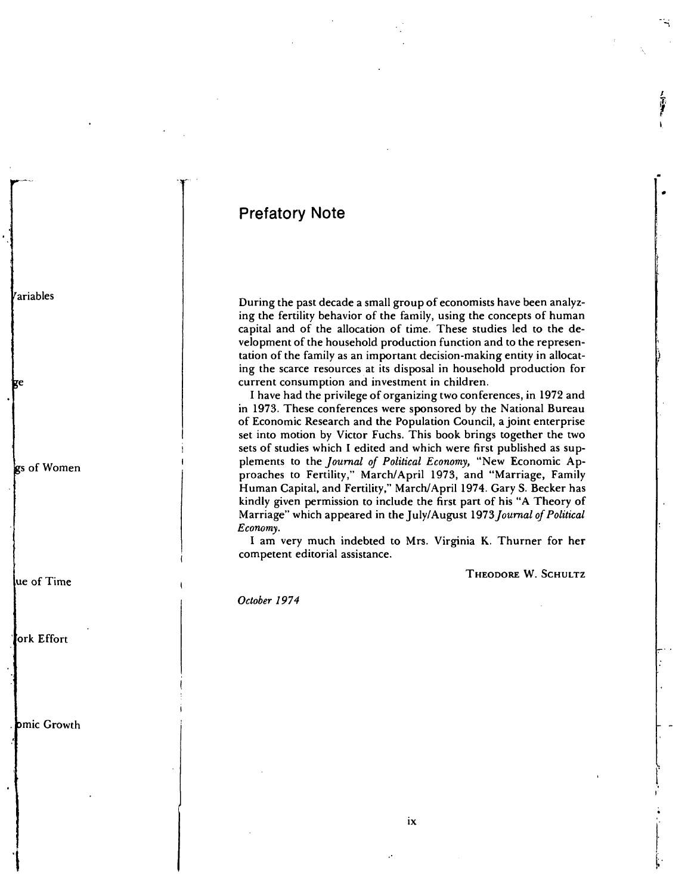# Prefatory Note

During the past decade a small group of economists have been analyzing the fertility behavior of the family, using the concepts of human capital and of the allocation of time. These studies led to the development of the household production function and to the representation of the family as an important decision-making entity in allocating the scarce resources at its disposal in household production for current consumption and investment in children.

I have had the privilege of organizing two conferences, in 1972 and in 1973. These conferences were sponsored by the National Bureau of Economic Research and the Population Council, a joint enterprise set into motion by Victor Fuchs. This book brings together the two sets of studies which I edited and which were first published as supplements to the *Journal of Political Economy,* "New Economic Approaches to Fertility," March/April 1973, and "Marriage, Family Human Capital, and Fertility," March/April 1974. Gary S. Becker has kindly given permission to include the first part of his "A Theory of Marriage" which appeared in the July/August 1973 *Journal of Political Economy.*

I am very much indebted to Mrs. Virginia K. Thurner for her competent editorial assistance.

THEODORE W. SCHULTZ

*October 1974*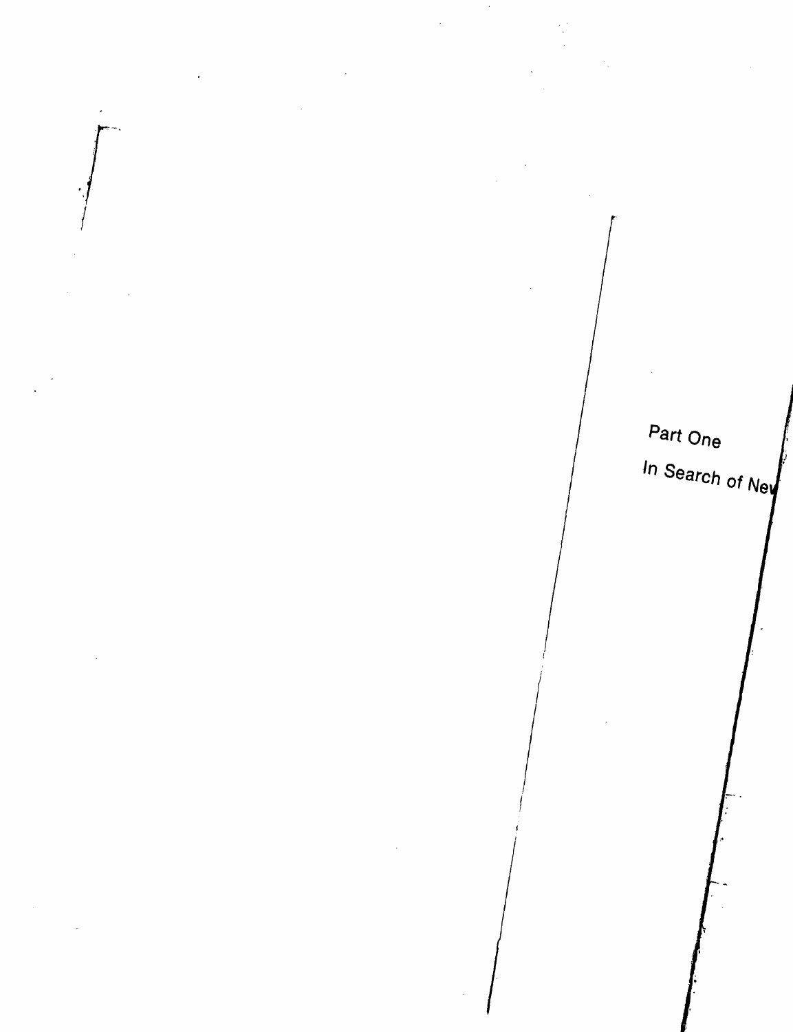Part One

In Search of Nev